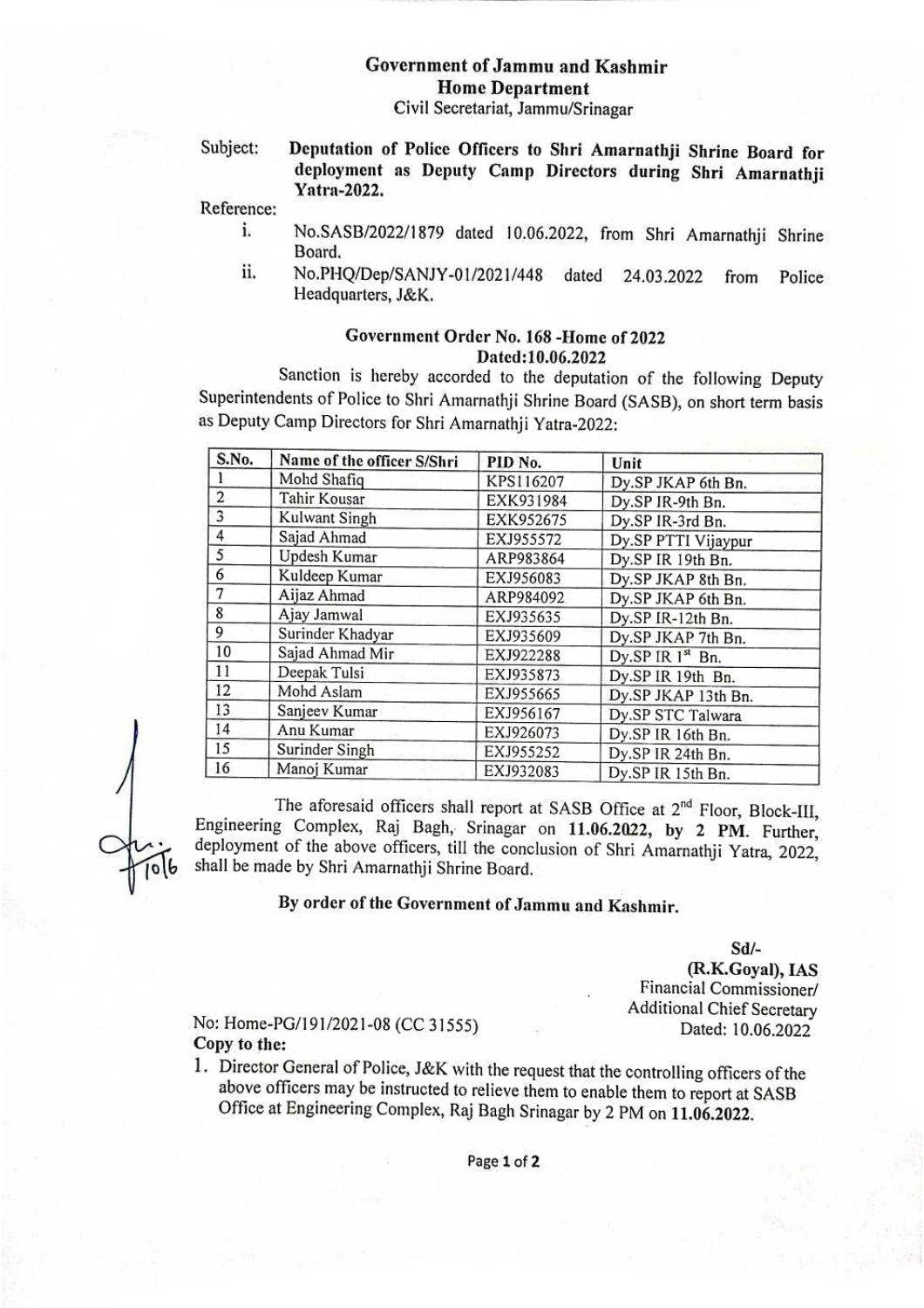**Government of Jammu and Kashmir**
**Home Department**
Civil Secretariat, Jammu/Srinagar

Subject: **Deputation of Police Officers to Shri Amarnathji Shrine Board for deployment as Deputy Camp Directors during Shri Amarnathji Yatra-2022.**

Reference:

i. No.SASB/2022/1879 dated 10.06.2022, from Shri Amarnathji Shrine Board.

ii. No.PHQ/Dep/SANJY-01/2021/448 dated 24.03.2022 from Police Headquarters, J&K.

**Government Order No. 168 -Home of 2022**
**Dated:10.06.2022**

Sanction is hereby accorded to the deputation of the following Deputy Superintendents of Police to Shri Amarnathji Shrine Board (SASB), on short term basis as Deputy Camp Directors for Shri Amarnathji Yatra-2022:

| S.No. | Name of the officer S/Shri | PID No. | Unit |
|---|---|---|---|
| 1 | Mohd Shafiq | KPS116207 | Dy.SP JKAP 6th Bn. |
| 2 | Tahir Kousar | EXK931984 | Dy.SP IR-9th Bn. |
| 3 | Kulwant Singh | EXK952675 | Dy.SP IR-3rd Bn. |
| 4 | Sajad Ahmad | EXJ955572 | Dy.SP PTTI Vijaypur |
| 5 | Updesh Kumar | ARP983864 | Dy.SP IR 19th Bn. |
| 6 | Kuldeep Kumar | EXJ956083 | Dy.SP JKAP 8th Bn. |
| 7 | Aijaz Ahmad | ARP984092 | Dy.SP JKAP 6th Bn. |
| 8 | Ajay Jamwal | EXJ935635 | Dy.SP IR-12th Bn. |
| 9 | Surinder Khadyar | EXJ935609 | Dy.SP JKAP 7th Bn. |
| 10 | Sajad Ahmad Mir | EXJ922288 | Dy.SP IR 1st Bn. |
| 11 | Deepak Tulsi | EXJ935873 | Dy.SP IR 19th Bn. |
| 12 | Mohd Aslam | EXJ955665 | Dy.SP JKAP 13th Bn. |
| 13 | Sanjeev Kumar | EXJ956167 | Dy.SP STC Talwara |
| 14 | Anu Kumar | EXJ926073 | Dy.SP IR 16th Bn. |
| 15 | Surinder Singh | EXJ955252 | Dy.SP IR 24th Bn. |
| 16 | Manoj Kumar | EXJ932083 | Dy.SP IR 15th Bn. |

The aforesaid officers shall report at SASB Office at 2nd Floor, Block-III, Engineering Complex, Raj Bagh, Srinagar on **11.06.2022, by 2 PM**. Further, deployment of the above officers, till the conclusion of Shri Amarnathji Yatra, 2022, shall be made by Shri Amarnathji Shrine Board.

**By order of the Government of Jammu and Kashmir.**

Sd/-
**(R.K.Goyal), IAS**
Financial Commissioner/
Additional Chief Secretary
Dated: 10.06.2022

No: Home-PG/191/2021-08 (CC 31555)

**Copy to the:**

1. Director General of Police, J&K with the request that the controlling officers of the above officers may be instructed to relieve them to enable them to report at SASB Office at Engineering Complex, Raj Bagh Srinagar by 2 PM on **11.06.2022.**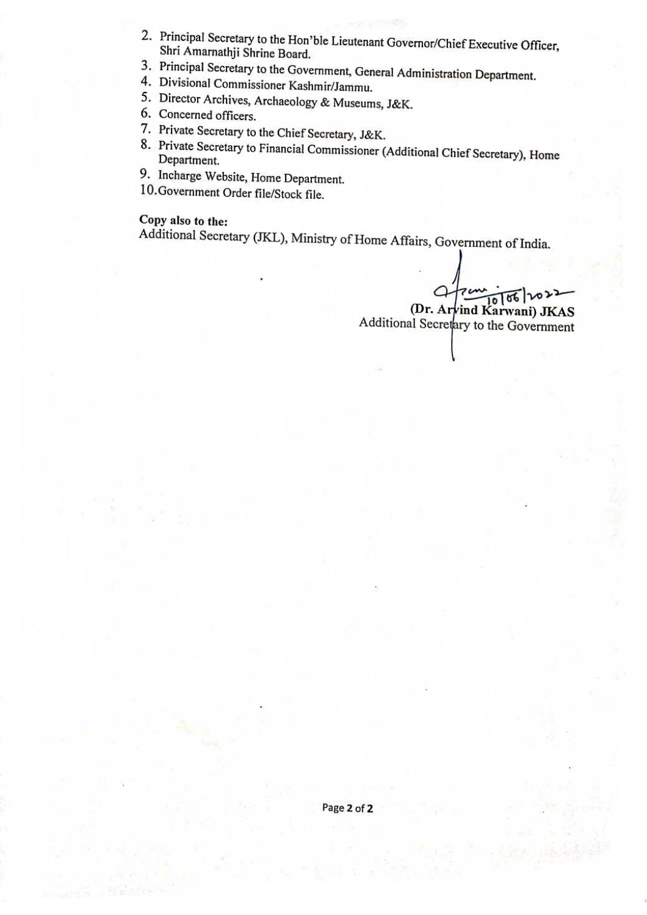2. Principal Secretary to the Hon'ble Lieutenant Governor/Chief Executive Officer, Shri Amarnathji Shrine Board.
3. Principal Secretary to the Government, General Administration Department.
4. Divisional Commissioner Kashmir/Jammu.
5. Director Archives, Archaeology & Museums, J&K.
6. Concerned officers.
7. Private Secretary to the Chief Secretary, J&K.
8. Private Secretary to Financial Commissioner (Additional Chief Secretary), Home Department.
9. Incharge Website, Home Department.
10. Government Order file/Stock file.

**Copy also to the:**

Additional Secretary (JKL), Ministry of Home Affairs, Government of India.

10/06/2022

**(Dr. Arvind Karwani) JKAS**

Additional Secretary to the Government